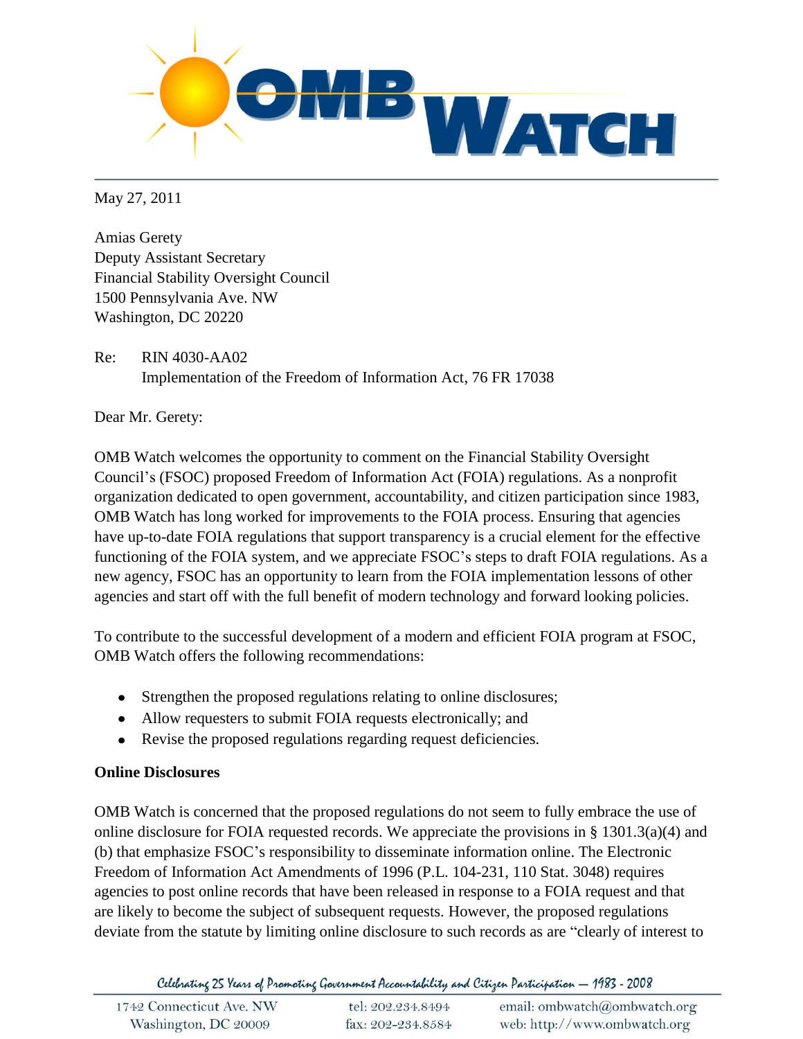May 27, 2011

Amias Gerety
Deputy Assistant Secretary
Financial Stability Oversight Council
1500 Pennsylvania Ave. NW
Washington, DC 20220

Re: RIN 4030-AA02
Implementation of the Freedom of Information Act, 76 FR 17038

Dear Mr. Gerety:

OMB Watch welcomes the opportunity to comment on the Financial Stability Oversight Council's (FSOC) proposed Freedom of Information Act (FOIA) regulations. As a nonprofit organization dedicated to open government, accountability, and citizen participation since 1983, OMB Watch has long worked for improvements to the FOIA process. Ensuring that agencies have up-to-date FOIA regulations that support transparency is a crucial element for the effective functioning of the FOIA system, and we appreciate FSOC's steps to draft FOIA regulations. As a new agency, FSOC has an opportunity to learn from the FOIA implementation lessons of other agencies and start off with the full benefit of modern technology and forward looking policies.

To contribute to the successful development of a modern and efficient FOIA program at FSOC, OMB Watch offers the following recommendations:

- Strengthen the proposed regulations relating to online disclosures;
- Allow requesters to submit FOIA requests electronically; and
- Revise the proposed regulations regarding request deficiencies.

**Online Disclosures**

OMB Watch is concerned that the proposed regulations do not seem to fully embrace the use of online disclosure for FOIA requested records. We appreciate the provisions in § 1301.3(a)(4) and (b) that emphasize FSOC's responsibility to disseminate information online. The Electronic Freedom of Information Act Amendments of 1996 (P.L. 104-231, 110 Stat. 3048) requires agencies to post online records that have been released in response to a FOIA request and that are likely to become the subject of subsequent requests. However, the proposed regulations deviate from the statute by limiting online disclosure to such records as are "clearly of interest to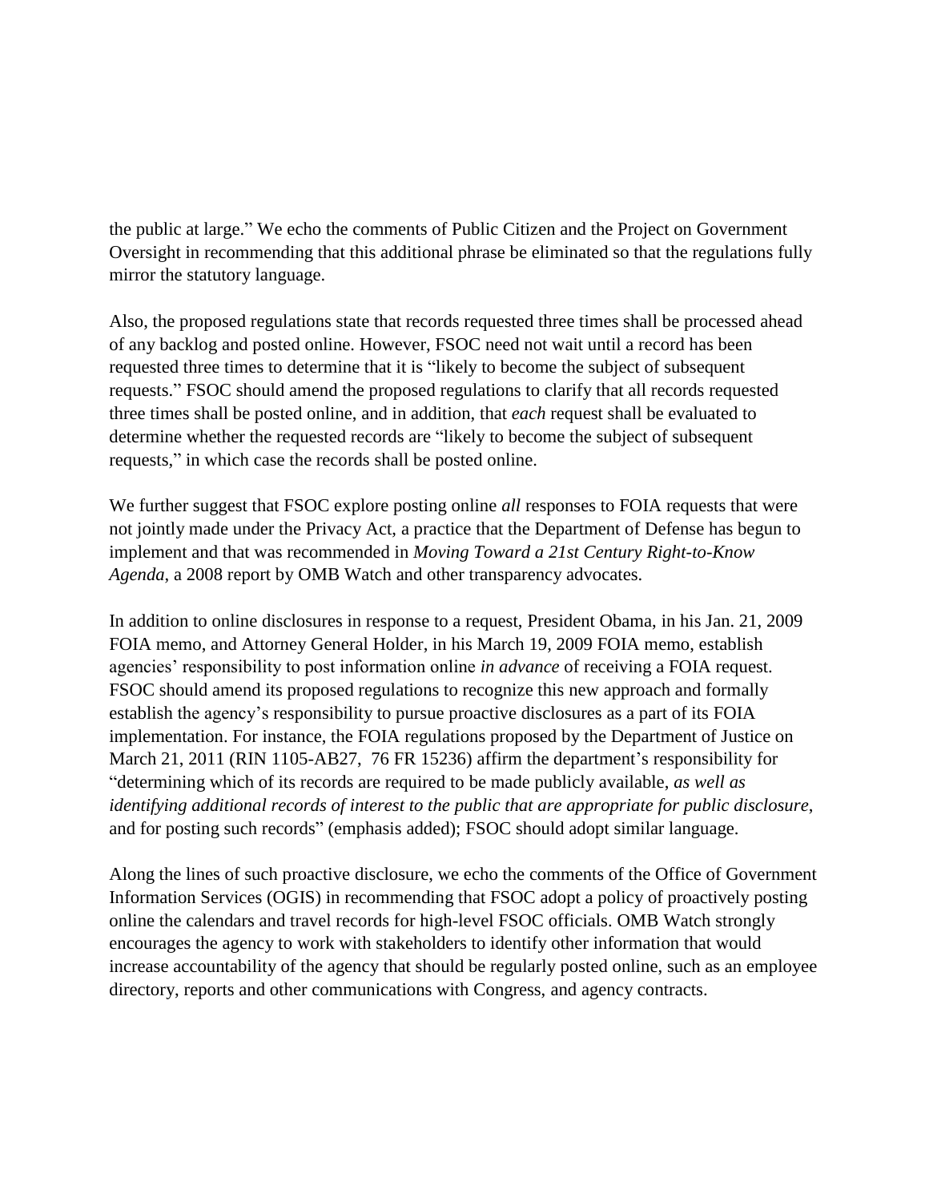the public at large." We echo the comments of Public Citizen and the Project on Government Oversight in recommending that this additional phrase be eliminated so that the regulations fully mirror the statutory language.

Also, the proposed regulations state that records requested three times shall be processed ahead of any backlog and posted online. However, FSOC need not wait until a record has been requested three times to determine that it is "likely to become the subject of subsequent requests." FSOC should amend the proposed regulations to clarify that all records requested three times shall be posted online, and in addition, that *each* request shall be evaluated to determine whether the requested records are "likely to become the subject of subsequent requests," in which case the records shall be posted online.

We further suggest that FSOC explore posting online *all* responses to FOIA requests that were not jointly made under the Privacy Act, a practice that the Department of Defense has begun to implement and that was recommended in *Moving Toward a 21st Century Right-to-Know Agenda*, a 2008 report by OMB Watch and other transparency advocates.

In addition to online disclosures in response to a request, President Obama, in his Jan. 21, 2009 FOIA memo, and Attorney General Holder, in his March 19, 2009 FOIA memo, establish agencies' responsibility to post information online *in advance* of receiving a FOIA request. FSOC should amend its proposed regulations to recognize this new approach and formally establish the agency's responsibility to pursue proactive disclosures as a part of its FOIA implementation. For instance, the FOIA regulations proposed by the Department of Justice on March 21, 2011 (RIN 1105-AB27, 76 FR 15236) affirm the department's responsibility for "determining which of its records are required to be made publicly available, *as well as identifying additional records of interest to the public that are appropriate for public disclosure*, and for posting such records" (emphasis added); FSOC should adopt similar language.

Along the lines of such proactive disclosure, we echo the comments of the Office of Government Information Services (OGIS) in recommending that FSOC adopt a policy of proactively posting online the calendars and travel records for high-level FSOC officials. OMB Watch strongly encourages the agency to work with stakeholders to identify other information that would increase accountability of the agency that should be regularly posted online, such as an employee directory, reports and other communications with Congress, and agency contracts.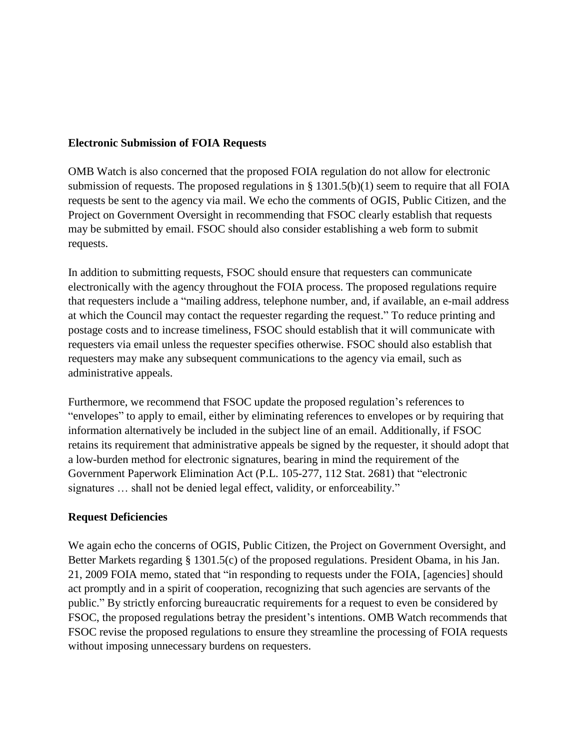**Electronic Submission of FOIA Requests**

OMB Watch is also concerned that the proposed FOIA regulation do not allow for electronic submission of requests. The proposed regulations in § 1301.5(b)(1) seem to require that all FOIA requests be sent to the agency via mail. We echo the comments of OGIS, Public Citizen, and the Project on Government Oversight in recommending that FSOC clearly establish that requests may be submitted by email. FSOC should also consider establishing a web form to submit requests.

In addition to submitting requests, FSOC should ensure that requesters can communicate electronically with the agency throughout the FOIA process. The proposed regulations require that requesters include a "mailing address, telephone number, and, if available, an e-mail address at which the Council may contact the requester regarding the request." To reduce printing and postage costs and to increase timeliness, FSOC should establish that it will communicate with requesters via email unless the requester specifies otherwise. FSOC should also establish that requesters may make any subsequent communications to the agency via email, such as administrative appeals.

Furthermore, we recommend that FSOC update the proposed regulation's references to "envelopes" to apply to email, either by eliminating references to envelopes or by requiring that information alternatively be included in the subject line of an email. Additionally, if FSOC retains its requirement that administrative appeals be signed by the requester, it should adopt that a low-burden method for electronic signatures, bearing in mind the requirement of the Government Paperwork Elimination Act (P.L. 105-277, 112 Stat. 2681) that "electronic signatures … shall not be denied legal effect, validity, or enforceability."

**Request Deficiencies**

We again echo the concerns of OGIS, Public Citizen, the Project on Government Oversight, and Better Markets regarding § 1301.5(c) of the proposed regulations. President Obama, in his Jan. 21, 2009 FOIA memo, stated that "in responding to requests under the FOIA, [agencies] should act promptly and in a spirit of cooperation, recognizing that such agencies are servants of the public." By strictly enforcing bureaucratic requirements for a request to even be considered by FSOC, the proposed regulations betray the president's intentions. OMB Watch recommends that FSOC revise the proposed regulations to ensure they streamline the processing of FOIA requests without imposing unnecessary burdens on requesters.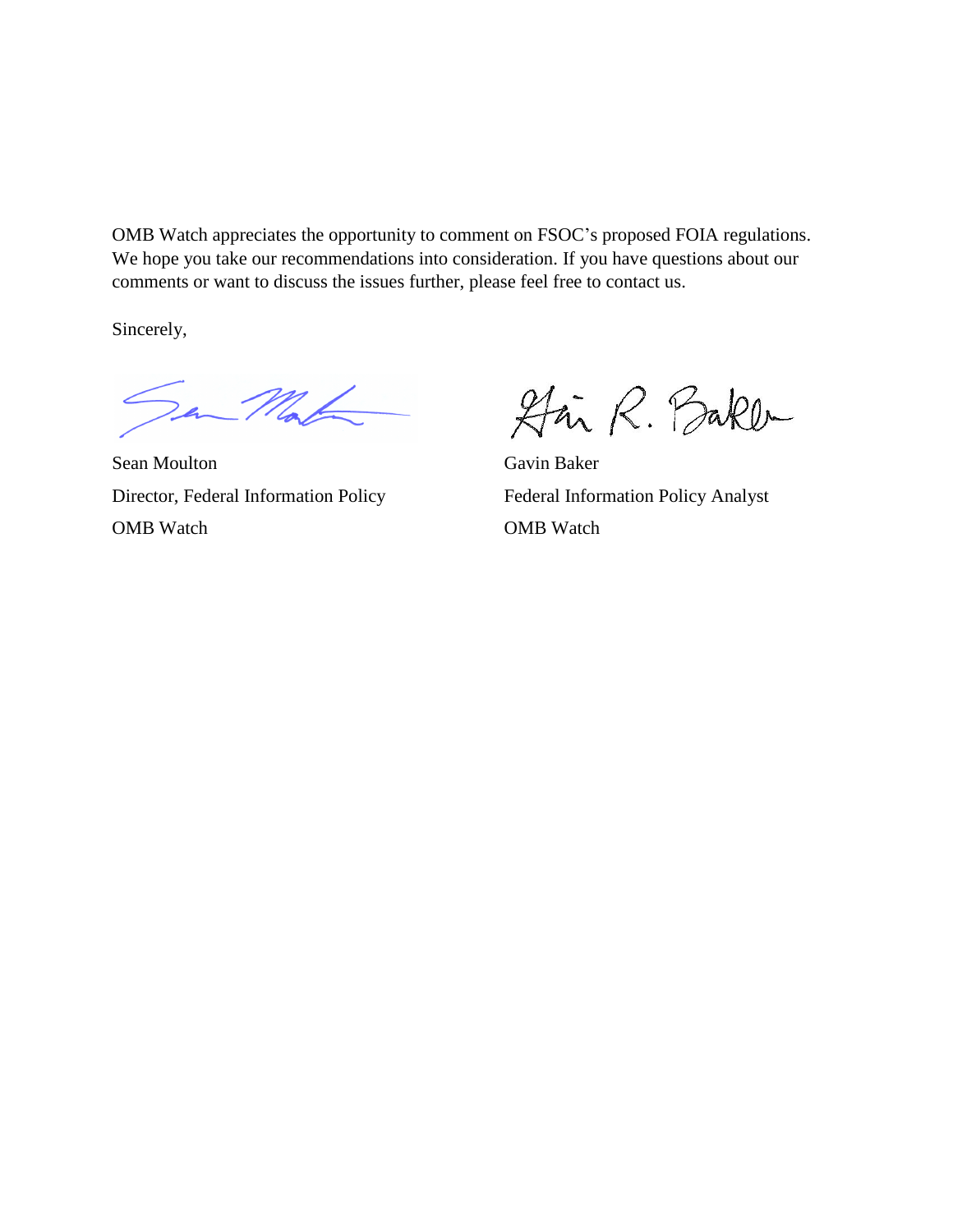OMB Watch appreciates the opportunity to comment on FSOC's proposed FOIA regulations. We hope you take our recommendations into consideration. If you have questions about our comments or want to discuss the issues further, please feel free to contact us.

Sincerely,

Sean Moulton
Director, Federal Information Policy
OMB Watch

Gavin Baker
Federal Information Policy Analyst
OMB Watch